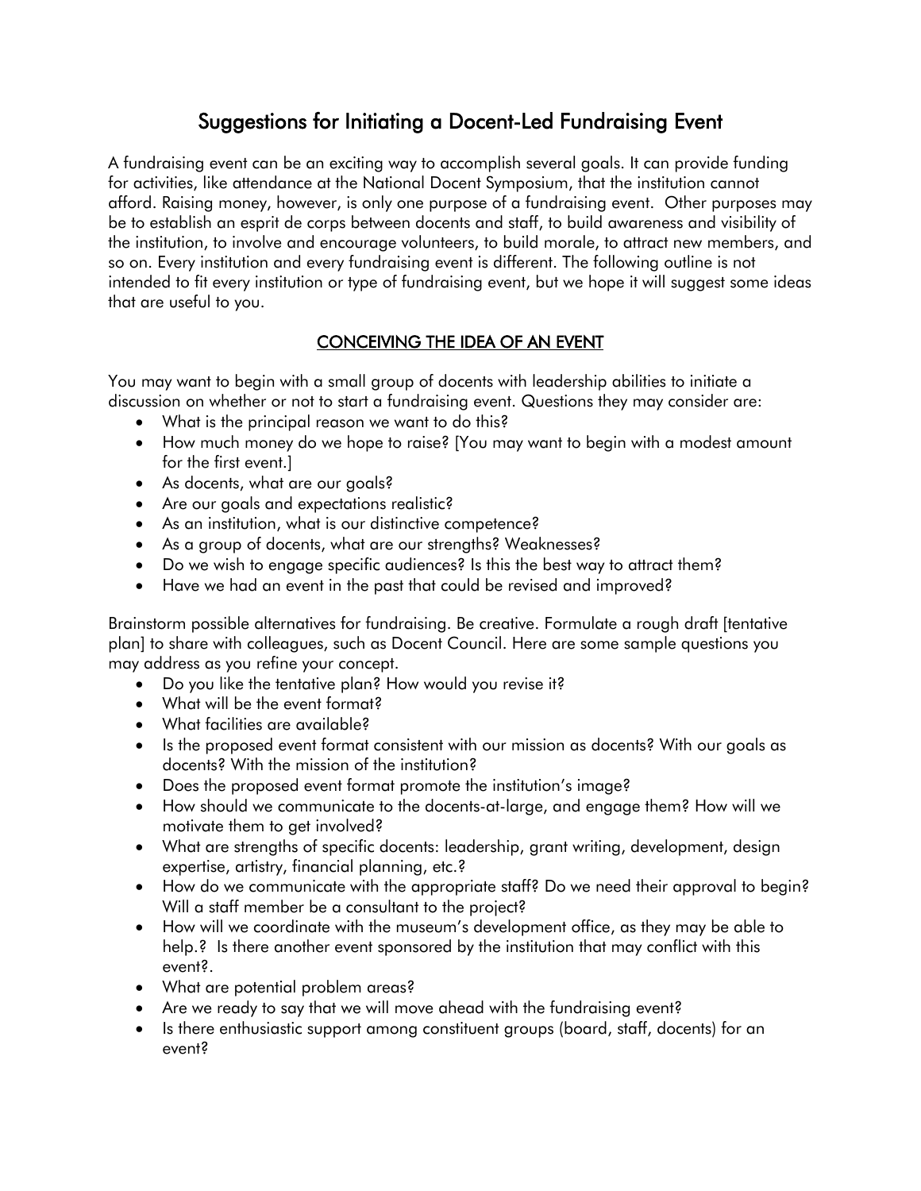# Suggestions for Initiating a Docent-Led Fundraising Event

A fundraising event can be an exciting way to accomplish several goals. It can provide funding for activities, like attendance at the National Docent Symposium, that the institution cannot afford. Raising money, however, is only one purpose of a fundraising event. Other purposes may be to establish an esprit de corps between docents and staff, to build awareness and visibility of the institution, to involve and encourage volunteers, to build morale, to attract new members, and so on. Every institution and every fundraising event is different. The following outline is not intended to fit every institution or type of fundraising event, but we hope it will suggest some ideas that are useful to you.

## CONCEIVING THE IDEA OF AN EVENT

You may want to begin with a small group of docents with leadership abilities to initiate a discussion on whether or not to start a fundraising event. Questions they may consider are:

- What is the principal reason we want to do this?
- How much money do we hope to raise? [You may want to begin with a modest amount for the first event.]
- As docents, what are our goals?
- Are our goals and expectations realistic?
- As an institution, what is our distinctive competence?
- As a group of docents, what are our strengths? Weaknesses?
- Do we wish to engage specific audiences? Is this the best way to attract them?
- Have we had an event in the past that could be revised and improved?

Brainstorm possible alternatives for fundraising. Be creative. Formulate a rough draft [tentative plan] to share with colleagues, such as Docent Council. Here are some sample questions you may address as you refine your concept.

- Do you like the tentative plan? How would you revise it?
- What will be the event format?
- What facilities are available?
- Is the proposed event format consistent with our mission as docents? With our goals as docents? With the mission of the institution?
- Does the proposed event format promote the institution's image?
- How should we communicate to the docents-at-large, and engage them? How will we motivate them to get involved?
- What are strengths of specific docents: leadership, grant writing, development, design expertise, artistry, financial planning, etc.?
- How do we communicate with the appropriate staff? Do we need their approval to begin? Will a staff member be a consultant to the project?
- How will we coordinate with the museum's development office, as they may be able to help.? Is there another event sponsored by the institution that may conflict with this event?.
- What are potential problem areas?
- Are we ready to say that we will move ahead with the fundraising event?
- Is there enthusiastic support among constituent groups (board, staff, docents) for an event?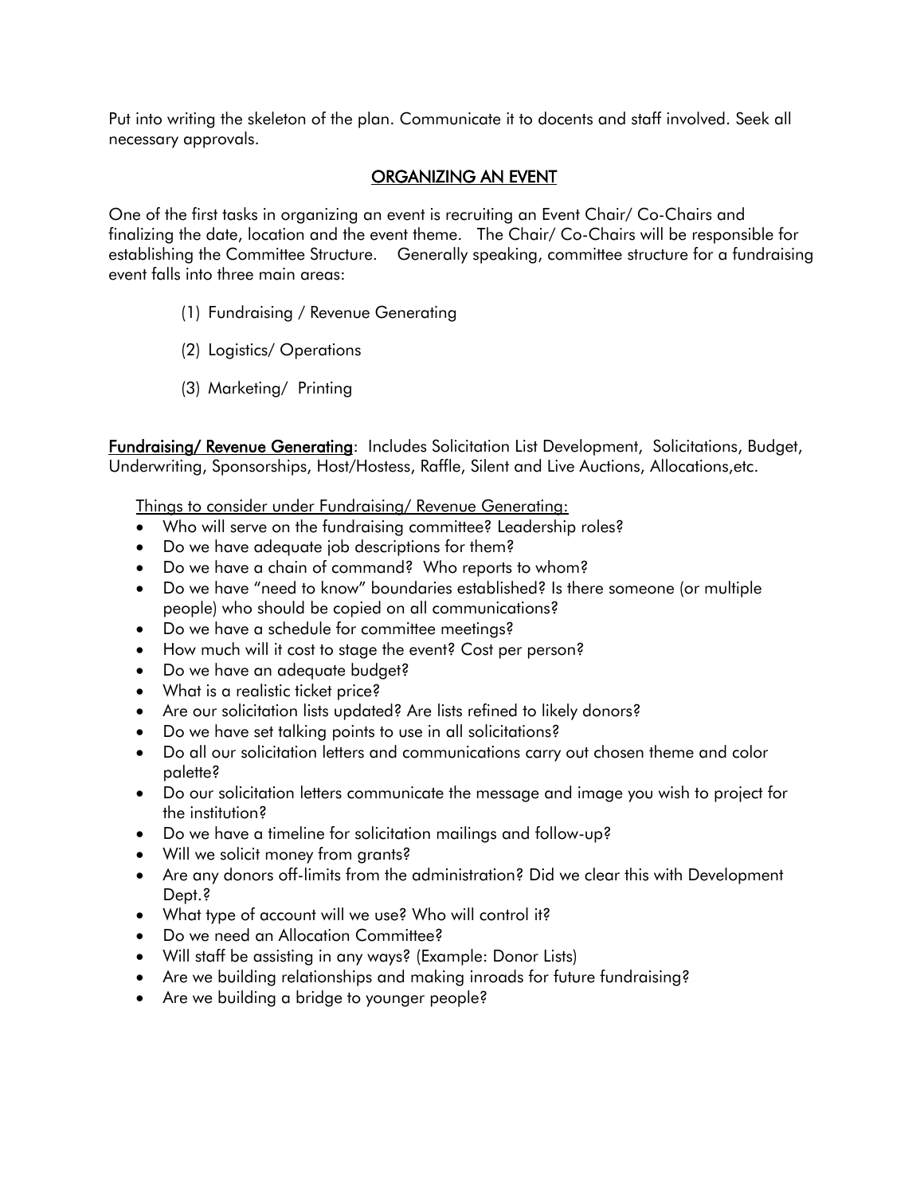Put into writing the skeleton of the plan. Communicate it to docents and staff involved. Seek all necessary approvals.

## ORGANIZING AN EVENT

One of the first tasks in organizing an event is recruiting an Event Chair/ Co-Chairs and finalizing the date, location and the event theme. The Chair/ Co-Chairs will be responsible for establishing the Committee Structure. Generally speaking, committee structure for a fundraising event falls into three main areas:

(1) Fundraising / Revenue Generating

(2) Logistics/ Operations

(3) Marketing/ Printing

**Fundraising/ Revenue Generating**: Includes Solicitation List Development, Solicitations, Budget, Underwriting, Sponsorships, Host/Hostess, Raffle, Silent and Live Auctions, Allocations,etc.

Things to consider under Fundraising/ Revenue Generating:

- Who will serve on the fundraising committee? Leadership roles?
- Do we have adequate job descriptions for them?
- Do we have a chain of command? Who reports to whom?
- Do we have "need to know" boundaries established? Is there someone (or multiple people) who should be copied on all communications?
- Do we have a schedule for committee meetings?
- How much will it cost to stage the event? Cost per person?
- Do we have an adequate budget?
- What is a realistic ticket price?
- Are our solicitation lists updated? Are lists refined to likely donors?
- Do we have set talking points to use in all solicitations?
- Do all our solicitation letters and communications carry out chosen theme and color palette?
- Do our solicitation letters communicate the message and image you wish to project for the institution?
- Do we have a timeline for solicitation mailings and follow-up?
- Will we solicit money from grants?
- Are any donors off-limits from the administration? Did we clear this with Development Dept.?
- What type of account will we use? Who will control it?
- Do we need an Allocation Committee?
- Will staff be assisting in any ways? (Example: Donor Lists)
- Are we building relationships and making inroads for future fundraising?
- Are we building a bridge to younger people?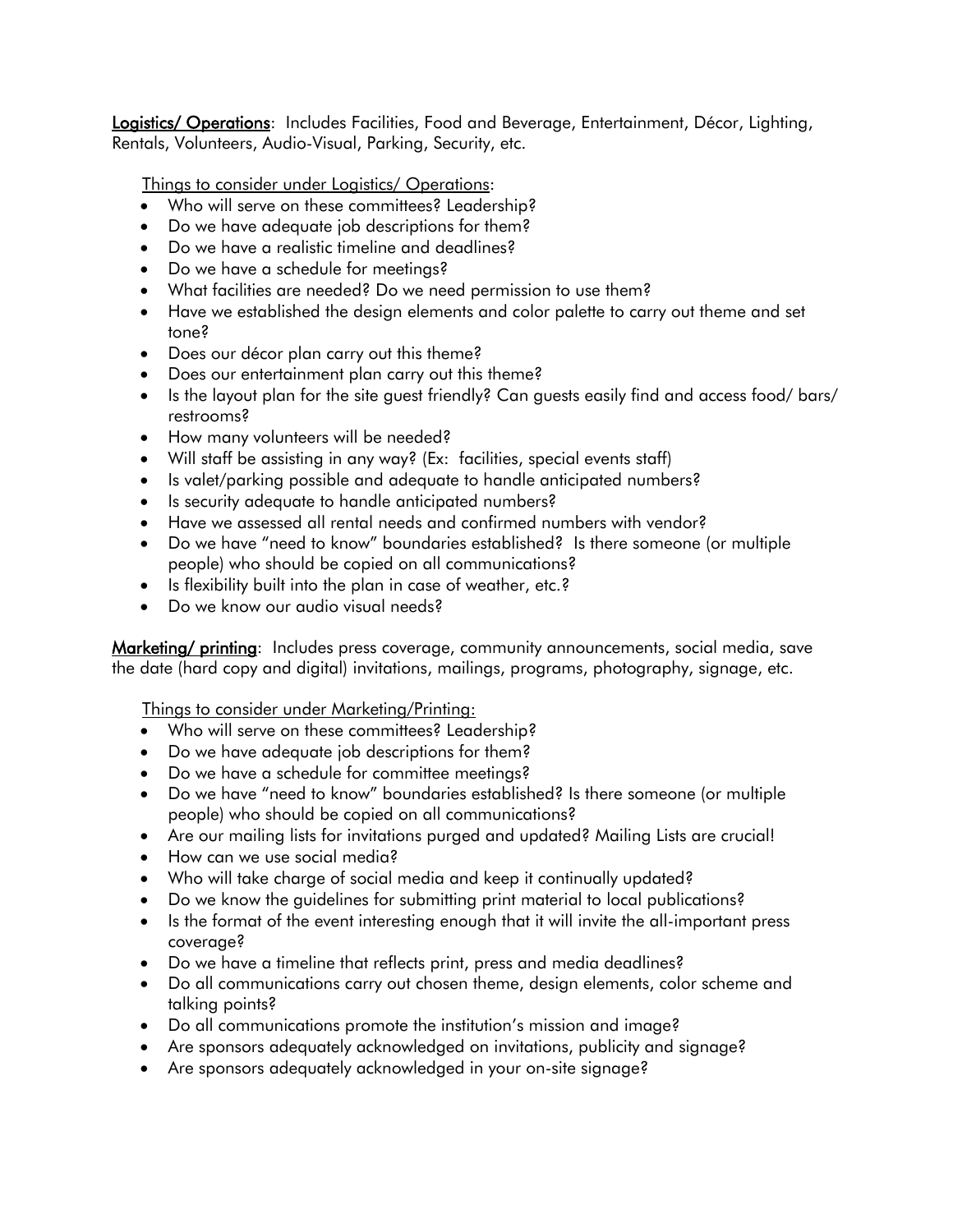**Logistics/ Operations**: Includes Facilities, Food and Beverage, Entertainment, Décor, Lighting, Rentals, Volunteers, Audio-Visual, Parking, Security, etc.

Things to consider under Logistics/ Operations:

- Who will serve on these committees? Leadership?
- Do we have adequate job descriptions for them?
- Do we have a realistic timeline and deadlines?
- Do we have a schedule for meetings?
- What facilities are needed? Do we need permission to use them?
- Have we established the design elements and color palette to carry out theme and set tone?
- Does our décor plan carry out this theme?
- Does our entertainment plan carry out this theme?
- Is the layout plan for the site guest friendly? Can guests easily find and access food/ bars/ restrooms?
- How many volunteers will be needed?
- Will staff be assisting in any way? (Ex: facilities, special events staff)
- Is valet/parking possible and adequate to handle anticipated numbers?
- Is security adequate to handle anticipated numbers?
- Have we assessed all rental needs and confirmed numbers with vendor?
- Do we have "need to know" boundaries established? Is there someone (or multiple people) who should be copied on all communications?
- Is flexibility built into the plan in case of weather, etc.?
- Do we know our audio visual needs?

**Marketing/ printing**: Includes press coverage, community announcements, social media, save the date (hard copy and digital) invitations, mailings, programs, photography, signage, etc.

Things to consider under Marketing/Printing:

- Who will serve on these committees? Leadership?
- Do we have adequate job descriptions for them?
- Do we have a schedule for committee meetings?
- Do we have "need to know" boundaries established? Is there someone (or multiple people) who should be copied on all communications?
- Are our mailing lists for invitations purged and updated? Mailing Lists are crucial!
- How can we use social media?
- Who will take charge of social media and keep it continually updated?
- Do we know the guidelines for submitting print material to local publications?
- Is the format of the event interesting enough that it will invite the all-important press coverage?
- Do we have a timeline that reflects print, press and media deadlines?
- Do all communications carry out chosen theme, design elements, color scheme and talking points?
- Do all communications promote the institution's mission and image?
- Are sponsors adequately acknowledged on invitations, publicity and signage?
- Are sponsors adequately acknowledged in your on-site signage?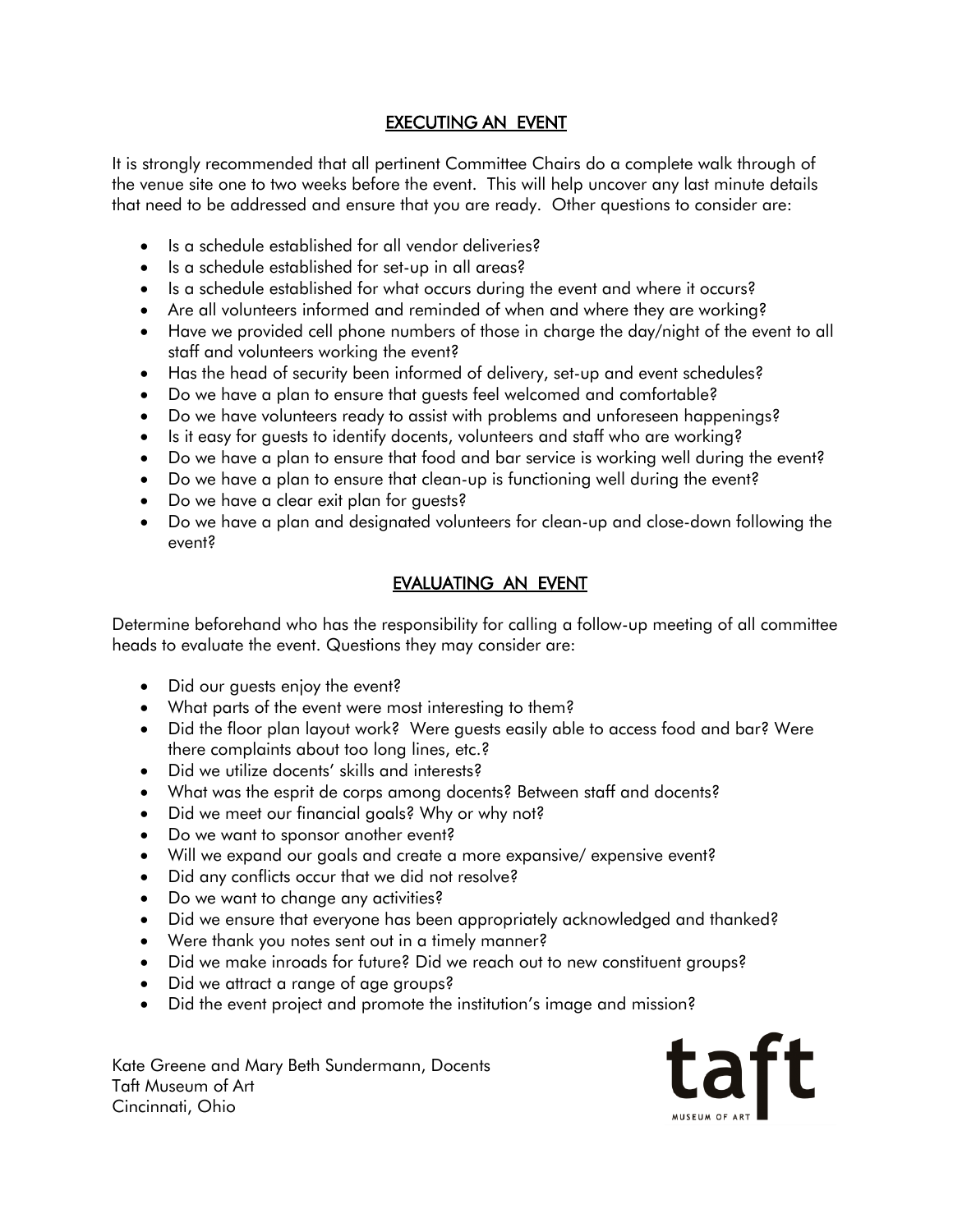## EXECUTING AN EVENT

It is strongly recommended that all pertinent Committee Chairs do a complete walk through of the venue site one to two weeks before the event. This will help uncover any last minute details that need to be addressed and ensure that you are ready. Other questions to consider are:

- Is a schedule established for all vendor deliveries?
- Is a schedule established for set-up in all areas?
- Is a schedule established for what occurs during the event and where it occurs?
- Are all volunteers informed and reminded of when and where they are working?
- Have we provided cell phone numbers of those in charge the day/night of the event to all staff and volunteers working the event?
- Has the head of security been informed of delivery, set-up and event schedules?
- Do we have a plan to ensure that guests feel welcomed and comfortable?
- Do we have volunteers ready to assist with problems and unforeseen happenings?
- Is it easy for guests to identify docents, volunteers and staff who are working?
- Do we have a plan to ensure that food and bar service is working well during the event?
- Do we have a plan to ensure that clean-up is functioning well during the event?
- Do we have a clear exit plan for guests?
- Do we have a plan and designated volunteers for clean-up and close-down following the event?

## EVALUATING AN EVENT

Determine beforehand who has the responsibility for calling a follow-up meeting of all committee heads to evaluate the event. Questions they may consider are:

- Did our guests enjoy the event?
- What parts of the event were most interesting to them?
- Did the floor plan layout work? Were guests easily able to access food and bar? Were there complaints about too long lines, etc.?
- Did we utilize docents' skills and interests?
- What was the esprit de corps among docents? Between staff and docents?
- Did we meet our financial goals? Why or why not?
- Do we want to sponsor another event?
- Will we expand our goals and create a more expansive/ expensive event?
- Did any conflicts occur that we did not resolve?
- Do we want to change any activities?
- Did we ensure that everyone has been appropriately acknowledged and thanked?
- Were thank you notes sent out in a timely manner?
- Did we make inroads for future? Did we reach out to new constituent groups?
- Did we attract a range of age groups?
- Did the event project and promote the institution's image and mission?

Kate Greene and Mary Beth Sundermann, Docents
Taft Museum of Art
Cincinnati, Ohio

taft
MUSEUM OF ART